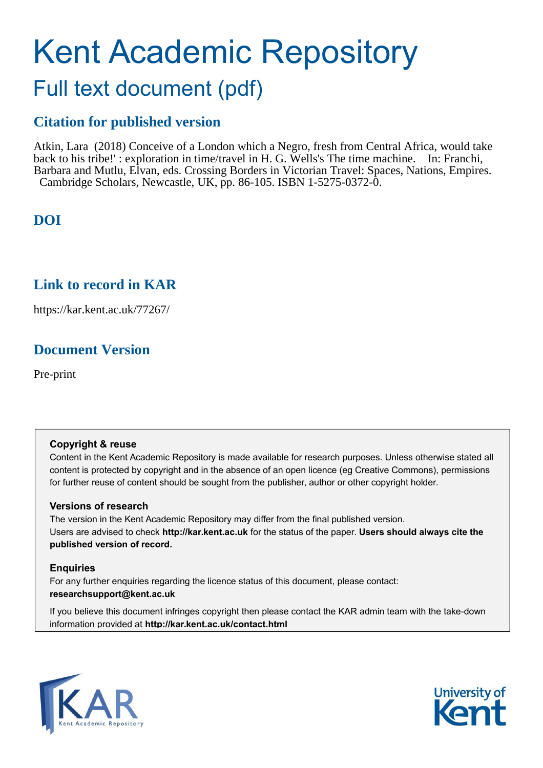# Kent Academic Repository

## Full text document (pdf)

### Citation for published version

Atkin, Lara (2018) Conceive of a London which a Negro, fresh from Central Africa, would take back to his tribe!' : exploration in time/travel in H. G. Wells's The time machine. In: Franchi, Barbara and Mutlu, Elvan, eds. Crossing Borders in Victorian Travel: Spaces, Nations, Empires. Cambridge Scholars, Newcastle, UK, pp. 86-105. ISBN 1-5275-0372-0.

### DOI

### Link to record in KAR

https://kar.kent.ac.uk/77267/

### Document Version

Pre-print

**Copyright & reuse**

Content in the Kent Academic Repository is made available for research purposes. Unless otherwise stated all content is protected by copyright and in the absence of an open licence (eg Creative Commons), permissions for further reuse of content should be sought from the publisher, author or other copyright holder.

**Versions of research**

The version in the Kent Academic Repository may differ from the final published version. Users are advised to check **http://kar.kent.ac.uk** for the status of the paper. **Users should always cite the published version of record.**

**Enquiries**

For any further enquiries regarding the licence status of this document, please contact: **researchsupport@kent.ac.uk**

If you believe this document infringes copyright then please contact the KAR admin team with the take-down information provided at **http://kar.kent.ac.uk/contact.html**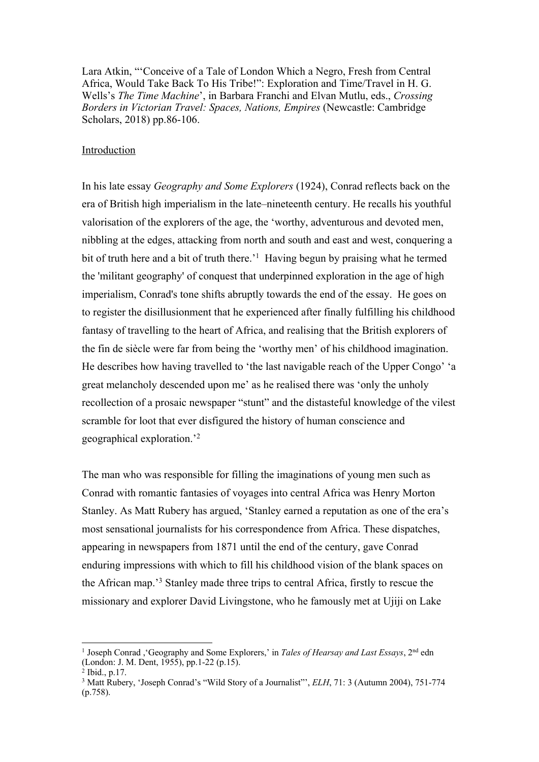Lara Atkin, "'Conceive of a Tale of London Which a Negro, Fresh from Central Africa, Would Take Back To His Tribe!": Exploration and Time/Travel in H. G. Wells's *The Time Machine*', in Barbara Franchi and Elvan Mutlu, eds., *Crossing Borders in Victorian Travel: Spaces, Nations, Empires* (Newcastle: Cambridge Scholars, 2018) pp.86-106.

Introduction

In his late essay *Geography and Some Explorers* (1924), Conrad reflects back on the era of British high imperialism in the late–nineteenth century. He recalls his youthful valorisation of the explorers of the age, the 'worthy, adventurous and devoted men, nibbling at the edges, attacking from north and south and east and west, conquering a bit of truth here and a bit of truth there.'[1] Having begun by praising what he termed the 'militant geography' of conquest that underpinned exploration in the age of high imperialism, Conrad's tone shifts abruptly towards the end of the essay. He goes on to register the disillusionment that he experienced after finally fulfilling his childhood fantasy of travelling to the heart of Africa, and realising that the British explorers of the fin de siècle were far from being the 'worthy men' of his childhood imagination. He describes how having travelled to 'the last navigable reach of the Upper Congo' 'a great melancholy descended upon me' as he realised there was 'only the unholy recollection of a prosaic newspaper "stunt" and the distasteful knowledge of the vilest scramble for loot that ever disfigured the history of human conscience and geographical exploration.'[2]

The man who was responsible for filling the imaginations of young men such as Conrad with romantic fantasies of voyages into central Africa was Henry Morton Stanley. As Matt Rubery has argued, 'Stanley earned a reputation as one of the era's most sensational journalists for his correspondence from Africa. These dispatches, appearing in newspapers from 1871 until the end of the century, gave Conrad enduring impressions with which to fill his childhood vision of the blank spaces on the African map.'[3] Stanley made three trips to central Africa, firstly to rescue the missionary and explorer David Livingstone, who he famously met at Ujiji on Lake

---

[1] Joseph Conrad ,'Geography and Some Explorers,' in *Tales of Hearsay and Last Essays*, 2nd edn (London: J. M. Dent, 1955), pp.1-22 (p.15).

[2] Ibid., p.17.

[3] Matt Rubery, 'Joseph Conrad's "Wild Story of a Journalist"', *ELH*, 71: 3 (Autumn 2004), 751-774 (p.758).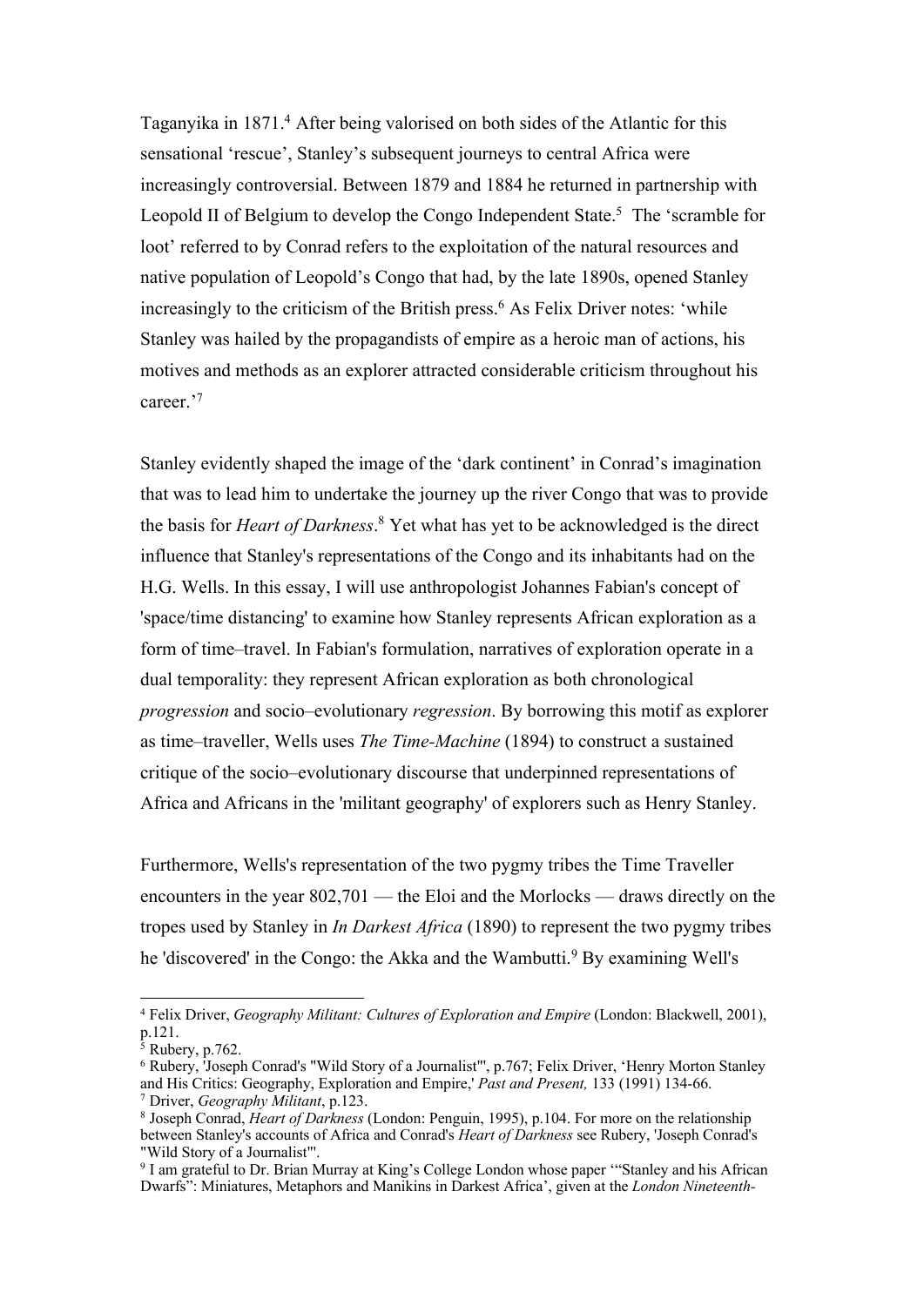Taganyika in 1871.[4] After being valorised on both sides of the Atlantic for this sensational 'rescue', Stanley's subsequent journeys to central Africa were increasingly controversial. Between 1879 and 1884 he returned in partnership with Leopold II of Belgium to develop the Congo Independent State.[5] The 'scramble for loot' referred to by Conrad refers to the exploitation of the natural resources and native population of Leopold's Congo that had, by the late 1890s, opened Stanley increasingly to the criticism of the British press.[6] As Felix Driver notes: 'while Stanley was hailed by the propagandists of empire as a heroic man of actions, his motives and methods as an explorer attracted considerable criticism throughout his career.'[7]

Stanley evidently shaped the image of the 'dark continent' in Conrad's imagination that was to lead him to undertake the journey up the river Congo that was to provide the basis for *Heart of Darkness*.[8] Yet what has yet to be acknowledged is the direct influence that Stanley's representations of the Congo and its inhabitants had on the H.G. Wells. In this essay, I will use anthropologist Johannes Fabian's concept of 'space/time distancing' to examine how Stanley represents African exploration as a form of time–travel. In Fabian's formulation, narratives of exploration operate in a dual temporality: they represent African exploration as both chronological *progression* and socio–evolutionary *regression*. By borrowing this motif as explorer as time–traveller, Wells uses *The Time-Machine* (1894) to construct a sustained critique of the socio–evolutionary discourse that underpinned representations of Africa and Africans in the 'militant geography' of explorers such as Henry Stanley.

Furthermore, Wells's representation of the two pygmy tribes the Time Traveller encounters in the year 802,701 — the Eloi and the Morlocks — draws directly on the tropes used by Stanley in *In Darkest Africa* (1890) to represent the two pygmy tribes he 'discovered' in the Congo: the Akka and the Wambutti.[9] By examining Well's

---

[4] Felix Driver, *Geography Militant: Cultures of Exploration and Empire* (London: Blackwell, 2001), p.121.

[5] Rubery, p.762.

[6] Rubery, 'Joseph Conrad's "Wild Story of a Journalist"', p.767; Felix Driver, 'Henry Morton Stanley and His Critics: Geography, Exploration and Empire,' *Past and Present,* 133 (1991) 134-66.

[7] Driver, *Geography Militant*, p.123.

[8] Joseph Conrad, *Heart of Darkness* (London: Penguin, 1995), p.104. For more on the relationship between Stanley's accounts of Africa and Conrad's *Heart of Darkness* see Rubery, 'Joseph Conrad's "Wild Story of a Journalist"'.

[9] I am grateful to Dr. Brian Murray at King's College London whose paper '"Stanley and his African Dwarfs": Miniatures, Metaphors and Manikins in Darkest Africa', given at the *London Nineteenth-*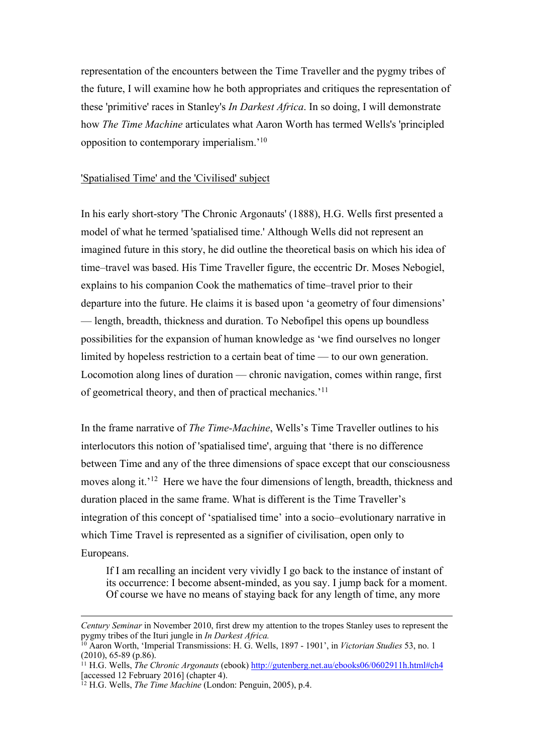representation of the encounters between the Time Traveller and the pygmy tribes of the future, I will examine how he both appropriates and critiques the representation of these 'primitive' races in Stanley's *In Darkest Africa*. In so doing, I will demonstrate how *The Time Machine* articulates what Aaron Worth has termed Wells's 'principled opposition to contemporary imperialism.'[10]

<u>'Spatialised Time' and the 'Civilised' subject</u>

In his early short-story 'The Chronic Argonauts' (1888), H.G. Wells first presented a model of what he termed 'spatialised time.' Although Wells did not represent an imagined future in this story, he did outline the theoretical basis on which his idea of time–travel was based. His Time Traveller figure, the eccentric Dr. Moses Nebogiel, explains to his companion Cook the mathematics of time–travel prior to their departure into the future. He claims it is based upon 'a geometry of four dimensions' — length, breadth, thickness and duration. To Nebofipel this opens up boundless possibilities for the expansion of human knowledge as 'we find ourselves no longer limited by hopeless restriction to a certain beat of time — to our own generation. Locomotion along lines of duration — chronic navigation, comes within range, first of geometrical theory, and then of practical mechanics.'[11]

In the frame narrative of *The Time-Machine*, Wells's Time Traveller outlines to his interlocutors this notion of 'spatialised time', arguing that 'there is no difference between Time and any of the three dimensions of space except that our consciousness moves along it.'[12] Here we have the four dimensions of length, breadth, thickness and duration placed in the same frame. What is different is the Time Traveller's integration of this concept of 'spatialised time' into a socio–evolutionary narrative in which Time Travel is represented as a signifier of civilisation, open only to Europeans.

> If I am recalling an incident very vividly I go back to the instance of instant of its occurrence: I become absent-minded, as you say. I jump back for a moment. Of course we have no means of staying back for any length of time, any more

---

*Century Seminar* in November 2010, first drew my attention to the tropes Stanley uses to represent the pygmy tribes of the Ituri jungle in *In Darkest Africa.*

[10] Aaron Worth, 'Imperial Transmissions: H. G. Wells, 1897 - 1901', in *Victorian Studies* 53, no. 1 (2010), 65-89 (p.86).

[11] H.G. Wells, *The Chronic Argonauts* (ebook) http://gutenberg.net.au/ebooks06/0602911h.html#ch4 [accessed 12 February 2016] (chapter 4).

[12] H.G. Wells, *The Time Machine* (London: Penguin, 2005), p.4.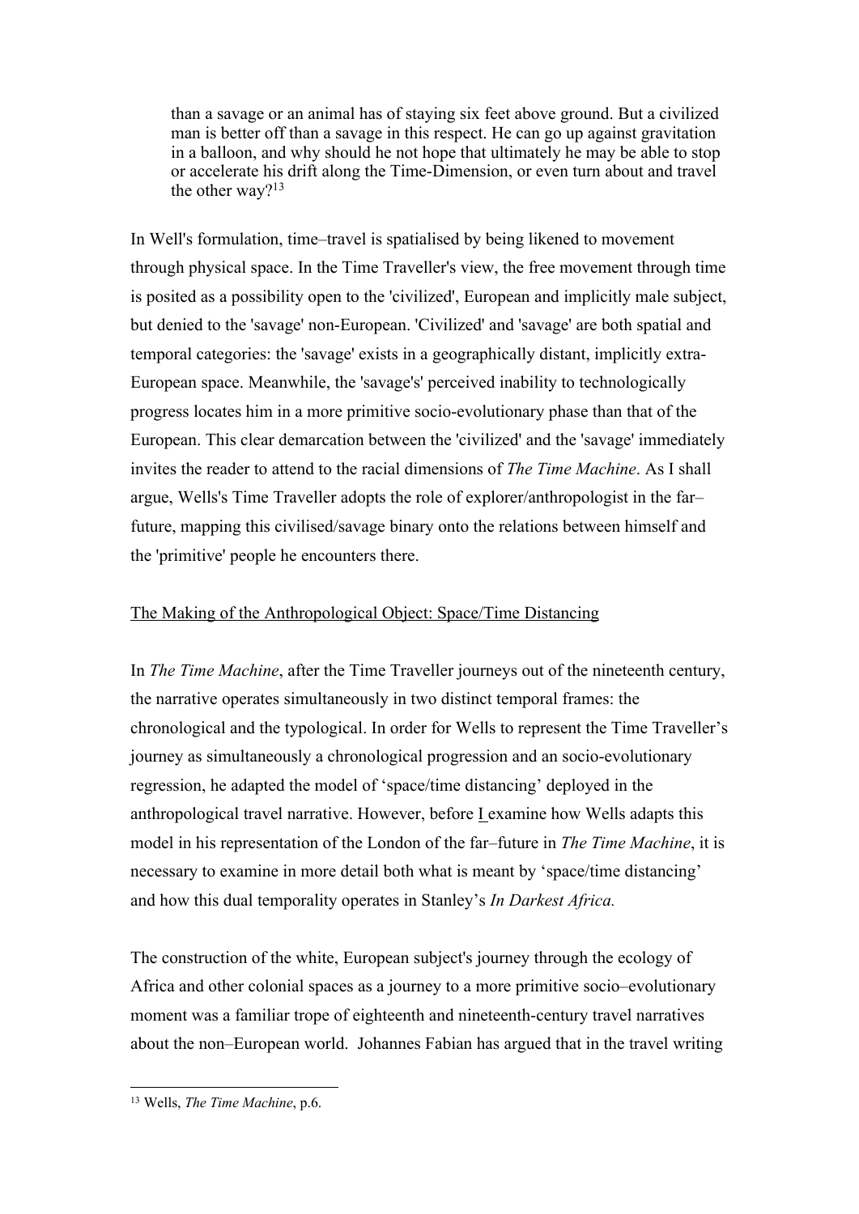> than a savage or an animal has of staying six feet above ground. But a civilized man is better off than a savage in this respect. He can go up against gravitation in a balloon, and why should he not hope that ultimately he may be able to stop or accelerate his drift along the Time-Dimension, or even turn about and travel the other way?[13]

In Well's formulation, time–travel is spatialised by being likened to movement through physical space. In the Time Traveller's view, the free movement through time is posited as a possibility open to the 'civilized', European and implicitly male subject, but denied to the 'savage' non-European. 'Civilized' and 'savage' are both spatial and temporal categories: the 'savage' exists in a geographically distant, implicitly extra-European space. Meanwhile, the 'savage's' perceived inability to technologically progress locates him in a more primitive socio-evolutionary phase than that of the European. This clear demarcation between the 'civilized' and the 'savage' immediately invites the reader to attend to the racial dimensions of *The Time Machine*. As I shall argue, Wells's Time Traveller adopts the role of explorer/anthropologist in the far–future, mapping this civilised/savage binary onto the relations between himself and the 'primitive' people he encounters there.

## The Making of the Anthropological Object: Space/Time Distancing

In *The Time Machine*, after the Time Traveller journeys out of the nineteenth century, the narrative operates simultaneously in two distinct temporal frames: the chronological and the typological. In order for Wells to represent the Time Traveller's journey as simultaneously a chronological progression and an socio-evolutionary regression, he adapted the model of 'space/time distancing' deployed in the anthropological travel narrative. However, before I examine how Wells adapts this model in his representation of the London of the far–future in *The Time Machine*, it is necessary to examine in more detail both what is meant by 'space/time distancing' and how this dual temporality operates in Stanley's *In Darkest Africa.*

The construction of the white, European subject's journey through the ecology of Africa and other colonial spaces as a journey to a more primitive socio–evolutionary moment was a familiar trope of eighteenth and nineteenth-century travel narratives about the non–European world. Johannes Fabian has argued that in the travel writing

---

[13] Wells, *The Time Machine*, p.6.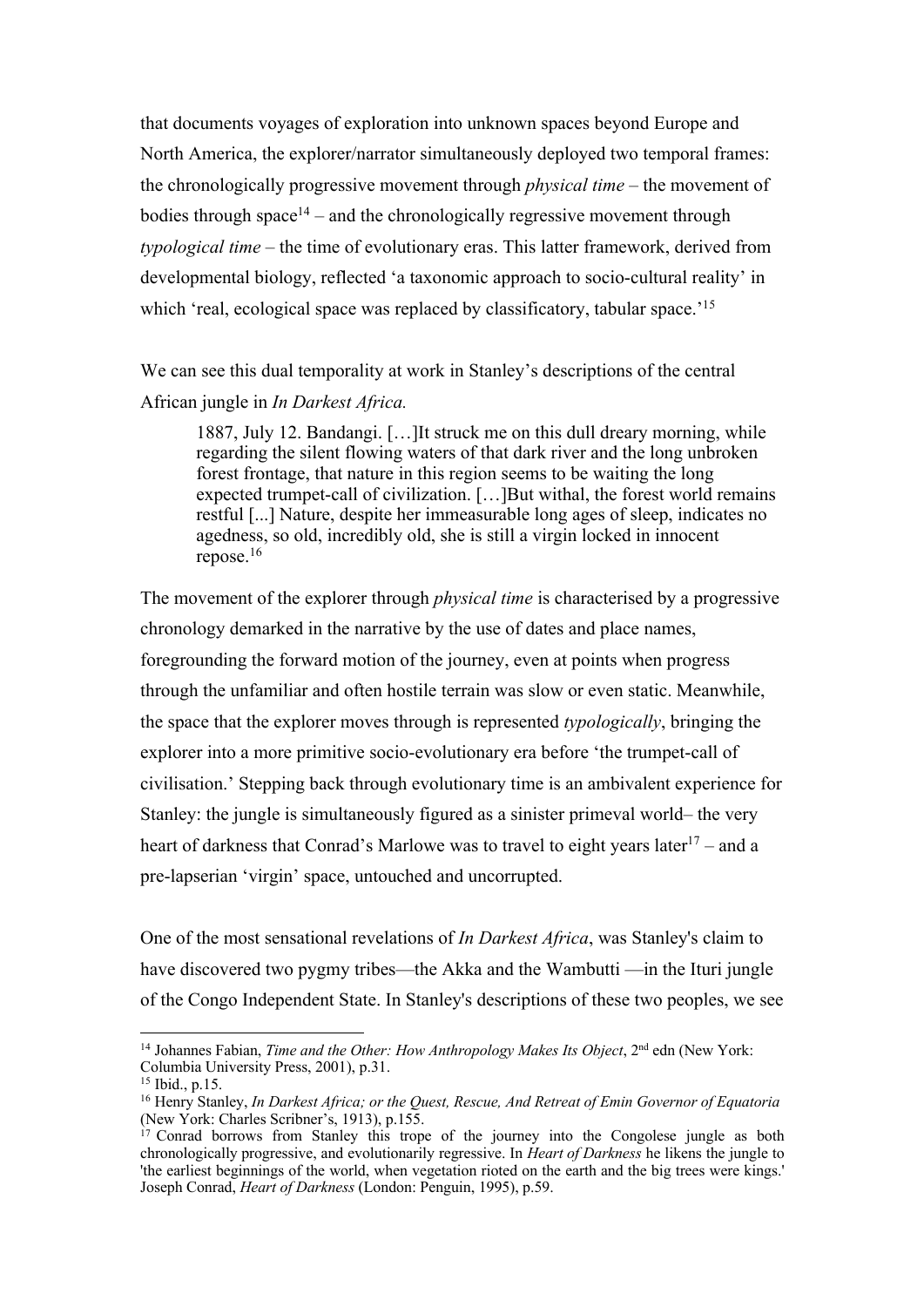that documents voyages of exploration into unknown spaces beyond Europe and North America, the explorer/narrator simultaneously deployed two temporal frames: the chronologically progressive movement through *physical time* – the movement of bodies through space[14] – and the chronologically regressive movement through *typological time* – the time of evolutionary eras. This latter framework, derived from developmental biology, reflected 'a taxonomic approach to socio-cultural reality' in which 'real, ecological space was replaced by classificatory, tabular space.'[15]

We can see this dual temporality at work in Stanley's descriptions of the central African jungle in *In Darkest Africa.*

> 1887, July 12. Bandangi. […]It struck me on this dull dreary morning, while regarding the silent flowing waters of that dark river and the long unbroken forest frontage, that nature in this region seems to be waiting the long expected trumpet-call of civilization. […]But withal, the forest world remains restful [...] Nature, despite her immeasurable long ages of sleep, indicates no agedness, so old, incredibly old, she is still a virgin locked in innocent repose.[16]

The movement of the explorer through *physical time* is characterised by a progressive chronology demarked in the narrative by the use of dates and place names, foregrounding the forward motion of the journey, even at points when progress through the unfamiliar and often hostile terrain was slow or even static. Meanwhile, the space that the explorer moves through is represented *typologically*, bringing the explorer into a more primitive socio-evolutionary era before 'the trumpet-call of civilisation.' Stepping back through evolutionary time is an ambivalent experience for Stanley: the jungle is simultaneously figured as a sinister primeval world– the very heart of darkness that Conrad's Marlowe was to travel to eight years later[17] – and a pre-lapserian 'virgin' space, untouched and uncorrupted.

One of the most sensational revelations of *In Darkest Africa*, was Stanley's claim to have discovered two pygmy tribes—the Akka and the Wambutti —in the Ituri jungle of the Congo Independent State. In Stanley's descriptions of these two peoples, we see

---

[14] Johannes Fabian, *Time and the Other: How Anthropology Makes Its Object*, 2nd edn (New York: Columbia University Press, 2001), p.31.

[15] Ibid., p.15.

[16] Henry Stanley, *In Darkest Africa; or the Quest, Rescue, And Retreat of Emin Governor of Equatoria* (New York: Charles Scribner's, 1913), p.155.

[17] Conrad borrows from Stanley this trope of the journey into the Congolese jungle as both chronologically progressive, and evolutionarily regressive. In *Heart of Darkness* he likens the jungle to 'the earliest beginnings of the world, when vegetation rioted on the earth and the big trees were kings.' Joseph Conrad, *Heart of Darkness* (London: Penguin, 1995), p.59.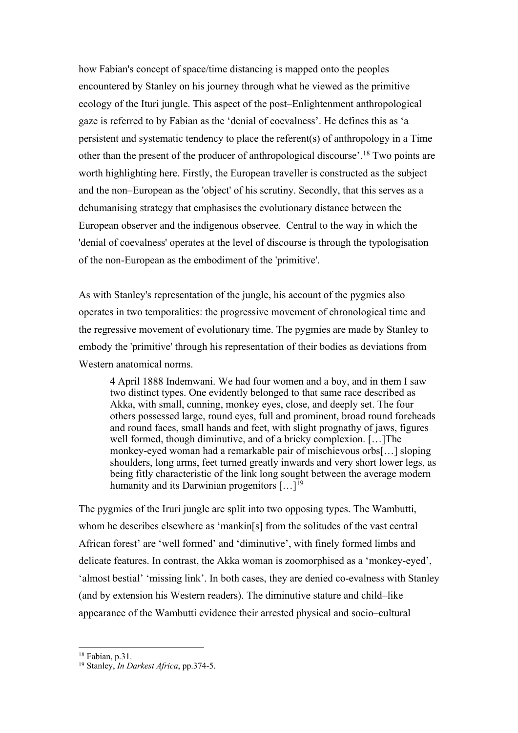how Fabian's concept of space/time distancing is mapped onto the peoples encountered by Stanley on his journey through what he viewed as the primitive ecology of the Ituri jungle. This aspect of the post–Enlightenment anthropological gaze is referred to by Fabian as the 'denial of coevalness'. He defines this as 'a persistent and systematic tendency to place the referent(s) of anthropology in a Time other than the present of the producer of anthropological discourse'.[18] Two points are worth highlighting here. Firstly, the European traveller is constructed as the subject and the non–European as the 'object' of his scrutiny. Secondly, that this serves as a dehumanising strategy that emphasises the evolutionary distance between the European observer and the indigenous observee. Central to the way in which the 'denial of coevalness' operates at the level of discourse is through the typologisation of the non-European as the embodiment of the 'primitive'.

As with Stanley's representation of the jungle, his account of the pygmies also operates in two temporalities: the progressive movement of chronological time and the regressive movement of evolutionary time. The pygmies are made by Stanley to embody the 'primitive' through his representation of their bodies as deviations from Western anatomical norms.

> 4 April 1888 Indemwani. We had four women and a boy, and in them I saw two distinct types. One evidently belonged to that same race described as Akka, with small, cunning, monkey eyes, close, and deeply set. The four others possessed large, round eyes, full and prominent, broad round foreheads and round faces, small hands and feet, with slight prognathy of jaws, figures well formed, though diminutive, and of a bricky complexion. […]The monkey-eyed woman had a remarkable pair of mischievous orbs[…] sloping shoulders, long arms, feet turned greatly inwards and very short lower legs, as being fitly characteristic of the link long sought between the average modern humanity and its Darwinian progenitors […][19]

The pygmies of the Iruri jungle are split into two opposing types. The Wambutti, whom he describes elsewhere as 'mankin[s] from the solitudes of the vast central African forest' are 'well formed' and 'diminutive', with finely formed limbs and delicate features. In contrast, the Akka woman is zoomorphised as a 'monkey-eyed', 'almost bestial' 'missing link'. In both cases, they are denied co-evalness with Stanley (and by extension his Western readers). The diminutive stature and child–like appearance of the Wambutti evidence their arrested physical and socio–cultural

[18] Fabian, p.31.

[19] Stanley, *In Darkest Africa*, pp.374-5.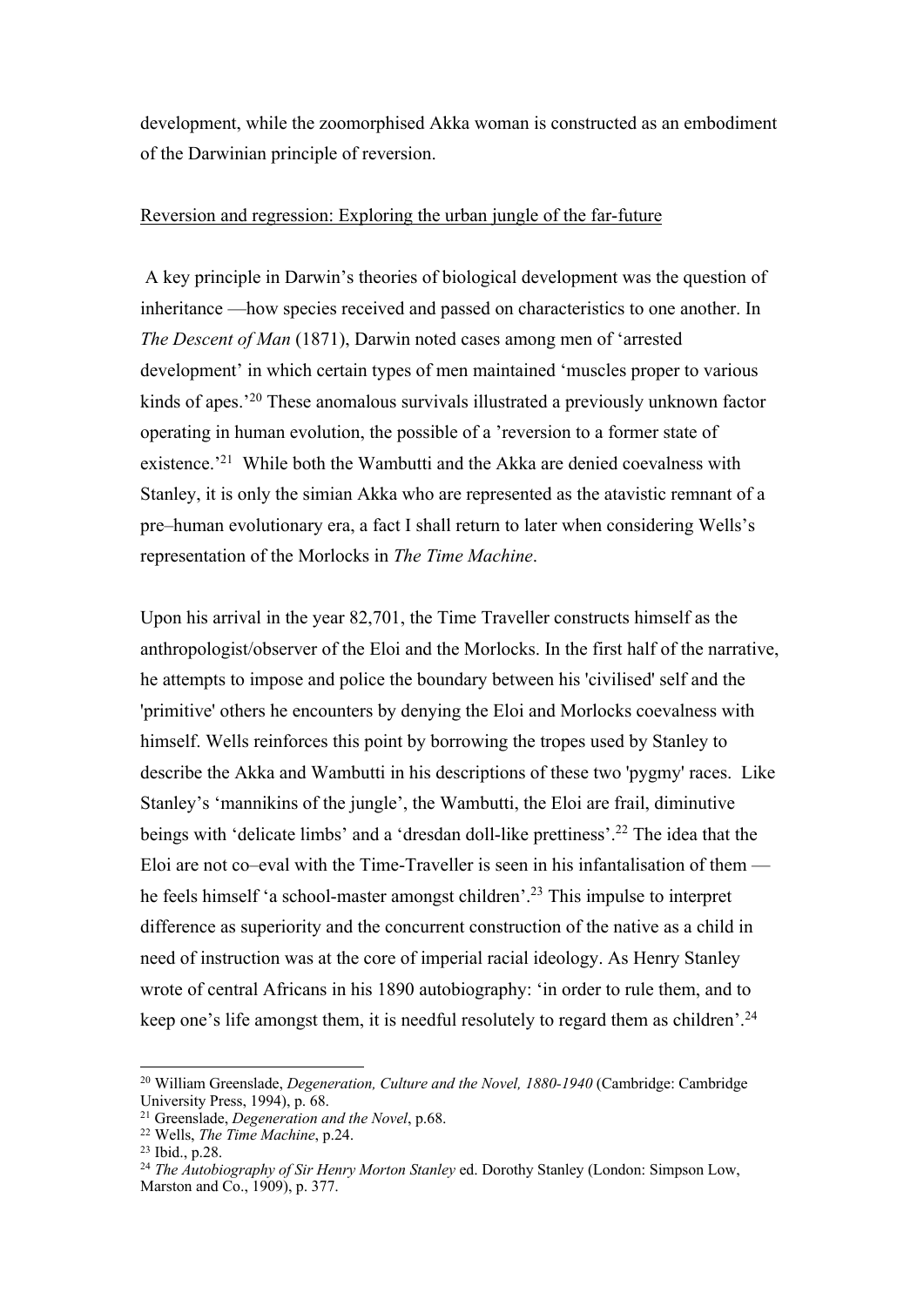development, while the zoomorphised Akka woman is constructed as an embodiment of the Darwinian principle of reversion.

Reversion and regression: Exploring the urban jungle of the far-future

A key principle in Darwin's theories of biological development was the question of inheritance —how species received and passed on characteristics to one another. In *The Descent of Man* (1871), Darwin noted cases among men of 'arrested development' in which certain types of men maintained 'muscles proper to various kinds of apes.'[20] These anomalous survivals illustrated a previously unknown factor operating in human evolution, the possible of a 'reversion to a former state of existence.'[21] While both the Wambutti and the Akka are denied coevalness with Stanley, it is only the simian Akka who are represented as the atavistic remnant of a pre–human evolutionary era, a fact I shall return to later when considering Wells's representation of the Morlocks in *The Time Machine*.

Upon his arrival in the year 82,701, the Time Traveller constructs himself as the anthropologist/observer of the Eloi and the Morlocks. In the first half of the narrative, he attempts to impose and police the boundary between his 'civilised' self and the 'primitive' others he encounters by denying the Eloi and Morlocks coevalness with himself. Wells reinforces this point by borrowing the tropes used by Stanley to describe the Akka and Wambutti in his descriptions of these two 'pygmy' races. Like Stanley's 'mannikins of the jungle', the Wambutti, the Eloi are frail, diminutive beings with 'delicate limbs' and a 'dresdan doll-like prettiness'.[22] The idea that the Eloi are not co–eval with the Time-Traveller is seen in his infantalisation of them — he feels himself 'a school-master amongst children'.[23] This impulse to interpret difference as superiority and the concurrent construction of the native as a child in need of instruction was at the core of imperial racial ideology. As Henry Stanley wrote of central Africans in his 1890 autobiography: 'in order to rule them, and to keep one's life amongst them, it is needful resolutely to regard them as children'.[24]

---

[20] William Greenslade, *Degeneration, Culture and the Novel, 1880-1940* (Cambridge: Cambridge University Press, 1994), p. 68.

[21] Greenslade, *Degeneration and the Novel*, p.68.

[22] Wells, *The Time Machine*, p.24.

[23] Ibid., p.28.

[24] *The Autobiography of Sir Henry Morton Stanley* ed. Dorothy Stanley (London: Simpson Low, Marston and Co., 1909), p. 377.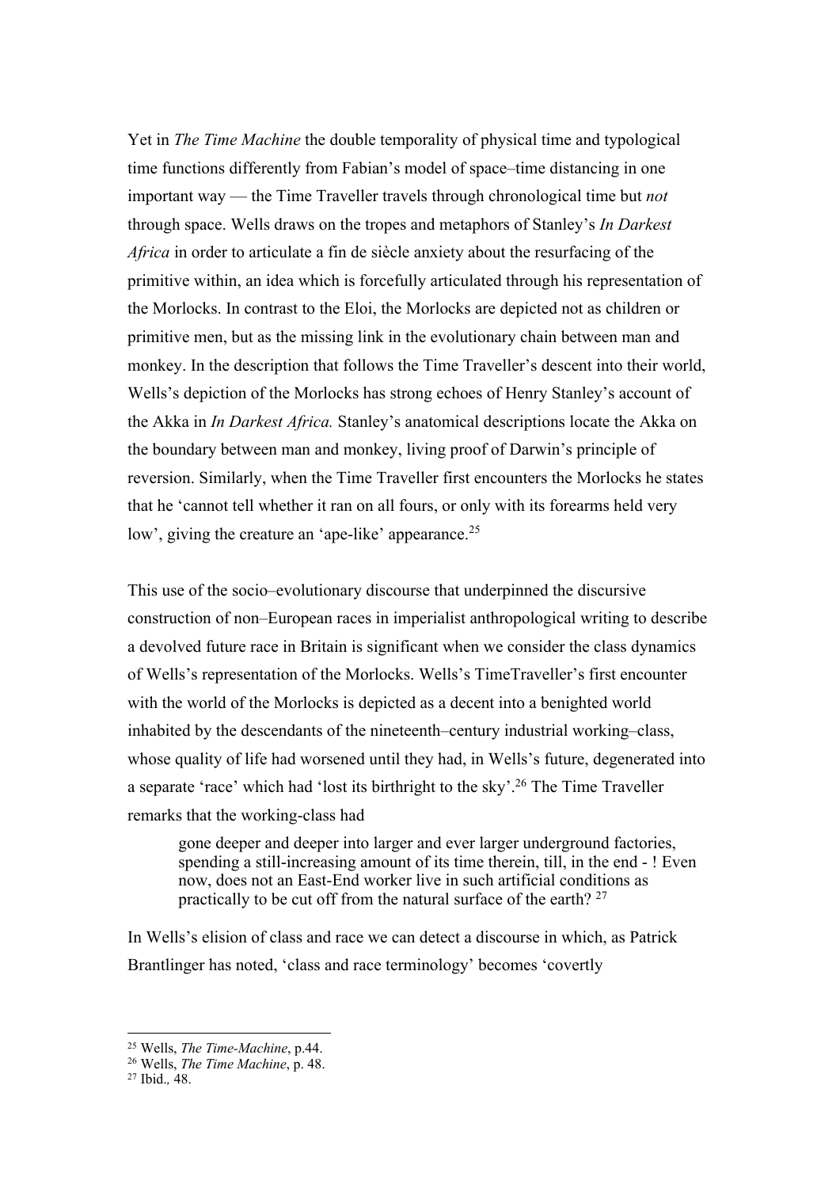Yet in *The Time Machine* the double temporality of physical time and typological time functions differently from Fabian's model of space–time distancing in one important way — the Time Traveller travels through chronological time but *not* through space. Wells draws on the tropes and metaphors of Stanley's *In Darkest Africa* in order to articulate a fin de siècle anxiety about the resurfacing of the primitive within, an idea which is forcefully articulated through his representation of the Morlocks. In contrast to the Eloi, the Morlocks are depicted not as children or primitive men, but as the missing link in the evolutionary chain between man and monkey. In the description that follows the Time Traveller's descent into their world, Wells's depiction of the Morlocks has strong echoes of Henry Stanley's account of the Akka in *In Darkest Africa.* Stanley's anatomical descriptions locate the Akka on the boundary between man and monkey, living proof of Darwin's principle of reversion. Similarly, when the Time Traveller first encounters the Morlocks he states that he 'cannot tell whether it ran on all fours, or only with its forearms held very low', giving the creature an 'ape-like' appearance.[25]

This use of the socio–evolutionary discourse that underpinned the discursive construction of non–European races in imperialist anthropological writing to describe a devolved future race in Britain is significant when we consider the class dynamics of Wells's representation of the Morlocks. Wells's TimeTraveller's first encounter with the world of the Morlocks is depicted as a decent into a benighted world inhabited by the descendants of the nineteenth–century industrial working–class, whose quality of life had worsened until they had, in Wells's future, degenerated into a separate 'race' which had 'lost its birthright to the sky'.[26] The Time Traveller remarks that the working-class had

> gone deeper and deeper into larger and ever larger underground factories, spending a still-increasing amount of its time therein, till, in the end - ! Even now, does not an East-End worker live in such artificial conditions as practically to be cut off from the natural surface of the earth? [27]

In Wells's elision of class and race we can detect a discourse in which, as Patrick Brantlinger has noted, 'class and race terminology' becomes 'covertly

---

[25] Wells, *The Time-Machine*, p.44.

[26] Wells, *The Time Machine*, p. 48.

[27] Ibid.*,* 48.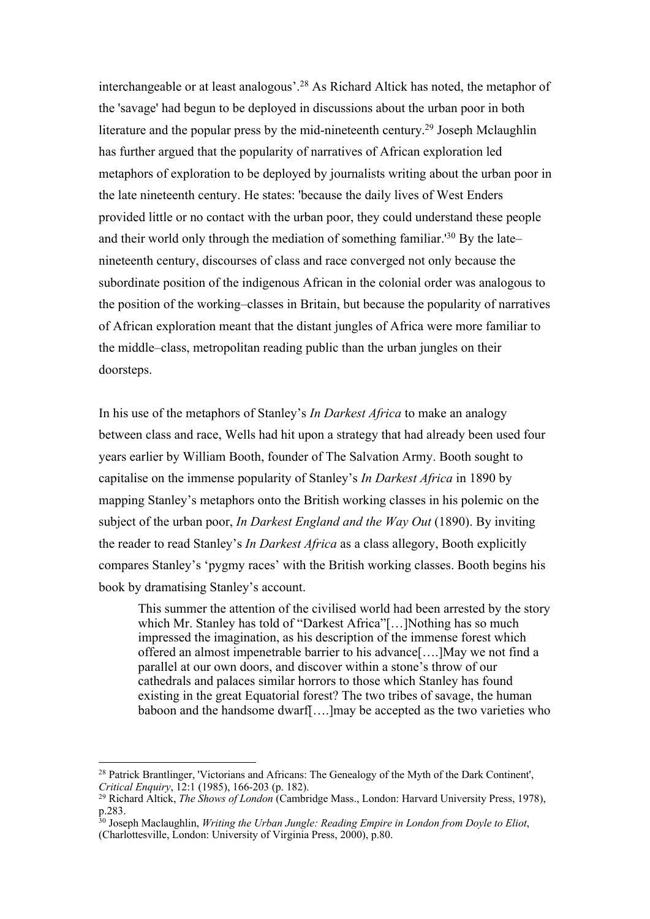interchangeable or at least analogous'.[28] As Richard Altick has noted, the metaphor of the 'savage' had begun to be deployed in discussions about the urban poor in both literature and the popular press by the mid-nineteenth century.[29] Joseph Mclaughlin has further argued that the popularity of narratives of African exploration led metaphors of exploration to be deployed by journalists writing about the urban poor in the late nineteenth century. He states: 'because the daily lives of West Enders provided little or no contact with the urban poor, they could understand these people and their world only through the mediation of something familiar.'[30] By the late–nineteenth century, discourses of class and race converged not only because the subordinate position of the indigenous African in the colonial order was analogous to the position of the working–classes in Britain, but because the popularity of narratives of African exploration meant that the distant jungles of Africa were more familiar to the middle–class, metropolitan reading public than the urban jungles on their doorsteps.

In his use of the metaphors of Stanley's *In Darkest Africa* to make an analogy between class and race, Wells had hit upon a strategy that had already been used four years earlier by William Booth, founder of The Salvation Army. Booth sought to capitalise on the immense popularity of Stanley's *In Darkest Africa* in 1890 by mapping Stanley's metaphors onto the British working classes in his polemic on the subject of the urban poor, *In Darkest England and the Way Out* (1890). By inviting the reader to read Stanley's *In Darkest Africa* as a class allegory, Booth explicitly compares Stanley's 'pygmy races' with the British working classes. Booth begins his book by dramatising Stanley's account.

> This summer the attention of the civilised world had been arrested by the story which Mr. Stanley has told of "Darkest Africa"[…]Nothing has so much impressed the imagination, as his description of the immense forest which offered an almost impenetrable barrier to his advance[….]May we not find a parallel at our own doors, and discover within a stone's throw of our cathedrals and palaces similar horrors to those which Stanley has found existing in the great Equatorial forest? The two tribes of savage, the human baboon and the handsome dwarf[….]may be accepted as the two varieties who

---

[28] Patrick Brantlinger, 'Victorians and Africans: The Genealogy of the Myth of the Dark Continent', *Critical Enquiry*, 12:1 (1985), 166-203 (p. 182).

[29] Richard Altick, *The Shows of London* (Cambridge Mass., London: Harvard University Press, 1978), p.283.

[30] Joseph Maclaughlin, *Writing the Urban Jungle: Reading Empire in London from Doyle to Eliot*, (Charlottesville, London: University of Virginia Press, 2000), p.80.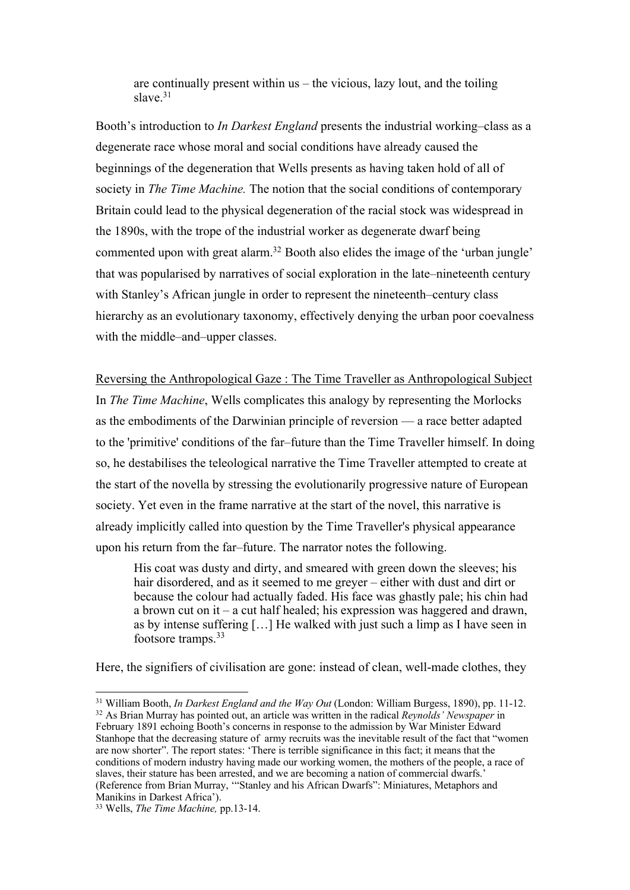> are continually present within us – the vicious, lazy lout, and the toiling slave.[31]

Booth's introduction to *In Darkest England* presents the industrial working–class as a degenerate race whose moral and social conditions have already caused the beginnings of the degeneration that Wells presents as having taken hold of all of society in *The Time Machine.* The notion that the social conditions of contemporary Britain could lead to the physical degeneration of the racial stock was widespread in the 1890s, with the trope of the industrial worker as degenerate dwarf being commented upon with great alarm.[32] Booth also elides the image of the 'urban jungle' that was popularised by narratives of social exploration in the late–nineteenth century with Stanley's African jungle in order to represent the nineteenth–century class hierarchy as an evolutionary taxonomy, effectively denying the urban poor coevalness with the middle–and–upper classes.

## Reversing the Anthropological Gaze : The Time Traveller as Anthropological Subject

In *The Time Machine*, Wells complicates this analogy by representing the Morlocks as the embodiments of the Darwinian principle of reversion — a race better adapted to the 'primitive' conditions of the far–future than the Time Traveller himself. In doing so, he destabilises the teleological narrative the Time Traveller attempted to create at the start of the novella by stressing the evolutionarily progressive nature of European society. Yet even in the frame narrative at the start of the novel, this narrative is already implicitly called into question by the Time Traveller's physical appearance upon his return from the far–future. The narrator notes the following.

> His coat was dusty and dirty, and smeared with green down the sleeves; his hair disordered, and as it seemed to me greyer – either with dust and dirt or because the colour had actually faded. His face was ghastly pale; his chin had a brown cut on it – a cut half healed; his expression was haggered and drawn, as by intense suffering […] He walked with just such a limp as I have seen in footsore tramps.[33]

Here, the signifiers of civilisation are gone: instead of clean, well-made clothes, they

---

[31] William Booth, *In Darkest England and the Way Out* (London: William Burgess, 1890), pp. 11-12.

[32] As Brian Murray has pointed out, an article was written in the radical *Reynolds' Newspaper* in February 1891 echoing Booth's concerns in response to the admission by War Minister Edward Stanhope that the decreasing stature of army recruits was the inevitable result of the fact that "women are now shorter". The report states: 'There is terrible significance in this fact; it means that the conditions of modern industry having made our working women, the mothers of the people, a race of slaves, their stature has been arrested, and we are becoming a nation of commercial dwarfs.' (Reference from Brian Murray, '"Stanley and his African Dwarfs": Miniatures, Metaphors and Manikins in Darkest Africa').

[33] Wells, *The Time Machine,* pp.13-14.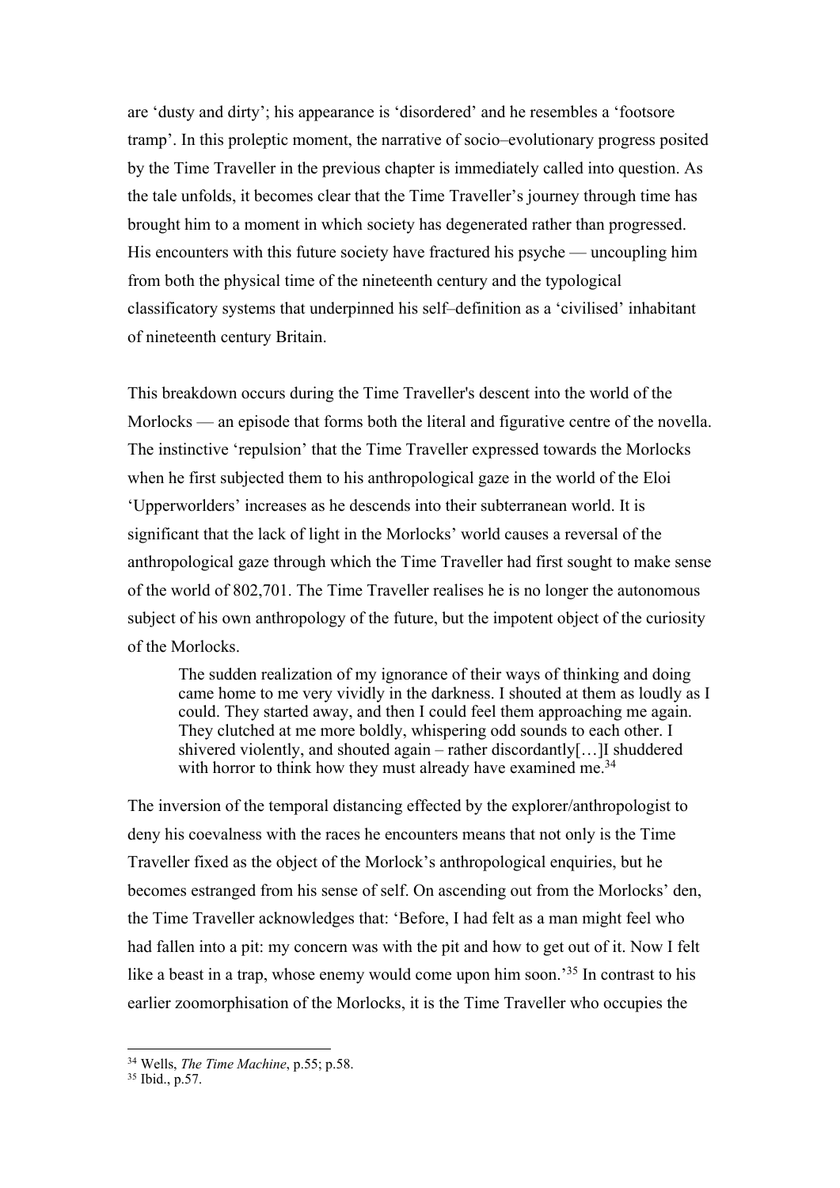are 'dusty and dirty'; his appearance is 'disordered' and he resembles a 'footsore tramp'. In this proleptic moment, the narrative of socio–evolutionary progress posited by the Time Traveller in the previous chapter is immediately called into question. As the tale unfolds, it becomes clear that the Time Traveller's journey through time has brought him to a moment in which society has degenerated rather than progressed. His encounters with this future society have fractured his psyche — uncoupling him from both the physical time of the nineteenth century and the typological classificatory systems that underpinned his self–definition as a 'civilised' inhabitant of nineteenth century Britain.

This breakdown occurs during the Time Traveller's descent into the world of the Morlocks — an episode that forms both the literal and figurative centre of the novella. The instinctive 'repulsion' that the Time Traveller expressed towards the Morlocks when he first subjected them to his anthropological gaze in the world of the Eloi 'Upperworlders' increases as he descends into their subterranean world. It is significant that the lack of light in the Morlocks' world causes a reversal of the anthropological gaze through which the Time Traveller had first sought to make sense of the world of 802,701. The Time Traveller realises he is no longer the autonomous subject of his own anthropology of the future, but the impotent object of the curiosity of the Morlocks.

> The sudden realization of my ignorance of their ways of thinking and doing came home to me very vividly in the darkness. I shouted at them as loudly as I could. They started away, and then I could feel them approaching me again. They clutched at me more boldly, whispering odd sounds to each other. I shivered violently, and shouted again – rather discordantly[…]I shuddered with horror to think how they must already have examined me.[34]

The inversion of the temporal distancing effected by the explorer/anthropologist to deny his coevalness with the races he encounters means that not only is the Time Traveller fixed as the object of the Morlock's anthropological enquiries, but he becomes estranged from his sense of self. On ascending out from the Morlocks' den, the Time Traveller acknowledges that: 'Before, I had felt as a man might feel who had fallen into a pit: my concern was with the pit and how to get out of it. Now I felt like a beast in a trap, whose enemy would come upon him soon.'[35] In contrast to his earlier zoomorphisation of the Morlocks, it is the Time Traveller who occupies the

[34] Wells, *The Time Machine*, p.55; p.58.

[35] Ibid., p.57.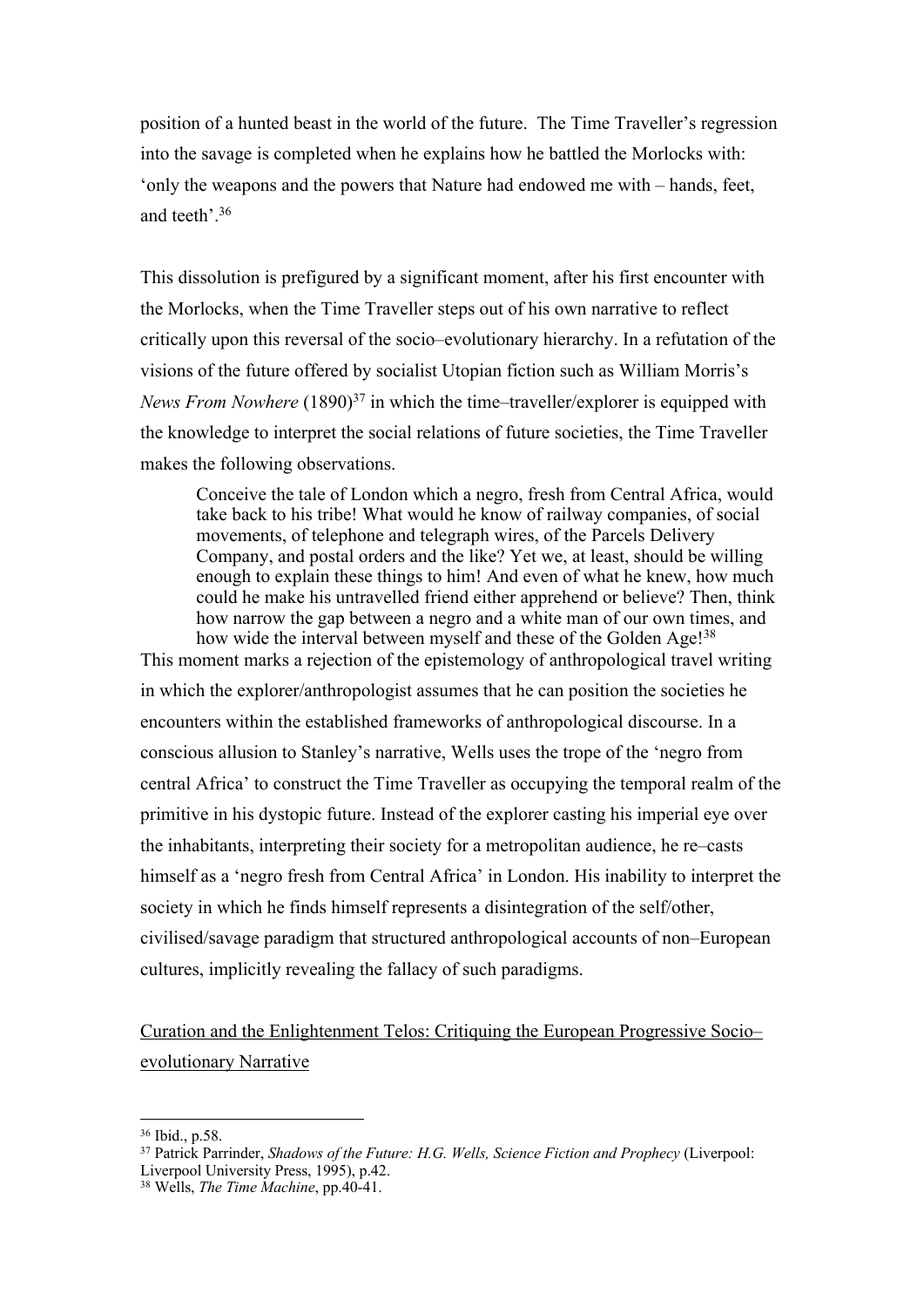position of a hunted beast in the world of the future. The Time Traveller's regression into the savage is completed when he explains how he battled the Morlocks with: 'only the weapons and the powers that Nature had endowed me with – hands, feet, and teeth'.[36]

This dissolution is prefigured by a significant moment, after his first encounter with the Morlocks, when the Time Traveller steps out of his own narrative to reflect critically upon this reversal of the socio–evolutionary hierarchy. In a refutation of the visions of the future offered by socialist Utopian fiction such as William Morris's *News From Nowhere* (1890)[37] in which the time–traveller/explorer is equipped with the knowledge to interpret the social relations of future societies, the Time Traveller makes the following observations.

> Conceive the tale of London which a negro, fresh from Central Africa, would take back to his tribe! What would he know of railway companies, of social movements, of telephone and telegraph wires, of the Parcels Delivery Company, and postal orders and the like? Yet we, at least, should be willing enough to explain these things to him! And even of what he knew, how much could he make his untravelled friend either apprehend or believe? Then, think how narrow the gap between a negro and a white man of our own times, and how wide the interval between myself and these of the Golden Age![38]

This moment marks a rejection of the epistemology of anthropological travel writing in which the explorer/anthropologist assumes that he can position the societies he encounters within the established frameworks of anthropological discourse. In a conscious allusion to Stanley's narrative, Wells uses the trope of the 'negro from central Africa' to construct the Time Traveller as occupying the temporal realm of the primitive in his dystopic future. Instead of the explorer casting his imperial eye over the inhabitants, interpreting their society for a metropolitan audience, he re–casts himself as a 'negro fresh from Central Africa' in London. His inability to interpret the society in which he finds himself represents a disintegration of the self/other, civilised/savage paradigm that structured anthropological accounts of non–European cultures, implicitly revealing the fallacy of such paradigms.

## Curation and the Enlightenment Telos: Critiquing the European Progressive Socio–evolutionary Narrative

---

[36] Ibid., p.58.

[37] Patrick Parrinder, *Shadows of the Future: H.G. Wells, Science Fiction and Prophecy* (Liverpool: Liverpool University Press, 1995), p.42.

[38] Wells, *The Time Machine*, pp.40-41.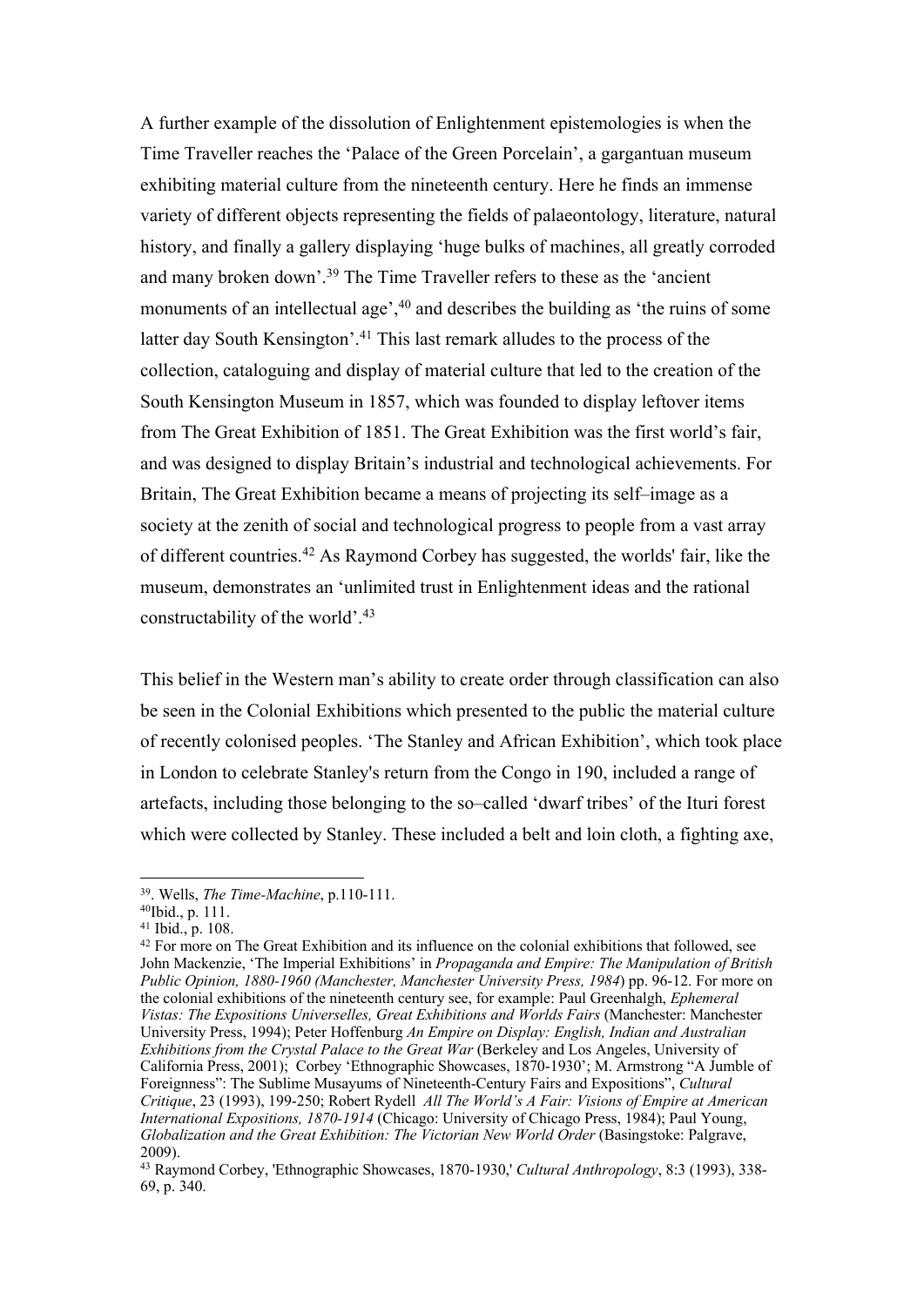A further example of the dissolution of Enlightenment epistemologies is when the Time Traveller reaches the 'Palace of the Green Porcelain', a gargantuan museum exhibiting material culture from the nineteenth century. Here he finds an immense variety of different objects representing the fields of palaeontology, literature, natural history, and finally a gallery displaying 'huge bulks of machines, all greatly corroded and many broken down'.[39] The Time Traveller refers to these as the 'ancient monuments of an intellectual age',[40] and describes the building as 'the ruins of some latter day South Kensington'.[41] This last remark alludes to the process of the collection, cataloguing and display of material culture that led to the creation of the South Kensington Museum in 1857, which was founded to display leftover items from The Great Exhibition of 1851. The Great Exhibition was the first world's fair, and was designed to display Britain's industrial and technological achievements. For Britain, The Great Exhibition became a means of projecting its self–image as a society at the zenith of social and technological progress to people from a vast array of different countries.[42] As Raymond Corbey has suggested, the worlds' fair, like the museum, demonstrates an 'unlimited trust in Enlightenment ideas and the rational constructability of the world'.[43]

This belief in the Western man's ability to create order through classification can also be seen in the Colonial Exhibitions which presented to the public the material culture of recently colonised peoples. 'The Stanley and African Exhibition', which took place in London to celebrate Stanley's return from the Congo in 190, included a range of artefacts, including those belonging to the so–called 'dwarf tribes' of the Ituri forest which were collected by Stanley. These included a belt and loin cloth, a fighting axe,

---

[39]. Wells, *The Time-Machine*, p.110-111.

[40]Ibid., p. 111.

[41] Ibid., p. 108.

[42] For more on The Great Exhibition and its influence on the colonial exhibitions that followed, see John Mackenzie, 'The Imperial Exhibitions' in *Propaganda and Empire: The Manipulation of British Public Opinion, 1880-1960 (Manchester, Manchester University Press, 1984*) pp. 96-12. For more on the colonial exhibitions of the nineteenth century see, for example: Paul Greenhalgh, *Ephemeral Vistas: The Expositions Universelles, Great Exhibitions and Worlds Fairs* (Manchester: Manchester University Press, 1994); Peter Hoffenburg *An Empire on Display: English, Indian and Australian Exhibitions from the Crystal Palace to the Great War* (Berkeley and Los Angeles, University of California Press, 2001); Corbey 'Ethnographic Showcases, 1870-1930'; M. Armstrong "A Jumble of Foreignness": The Sublime Musayums of Nineteenth-Century Fairs and Expositions", *Cultural Critique*, 23 (1993), 199-250; Robert Rydell *All The World's A Fair: Visions of Empire at American International Expositions, 1870-1914* (Chicago: University of Chicago Press, 1984); Paul Young, *Globalization and the Great Exhibition: The Victorian New World Order* (Basingstoke: Palgrave, 2009).

[43] Raymond Corbey, 'Ethnographic Showcases, 1870-1930,' *Cultural Anthropology*, 8:3 (1993), 338-69, p. 340.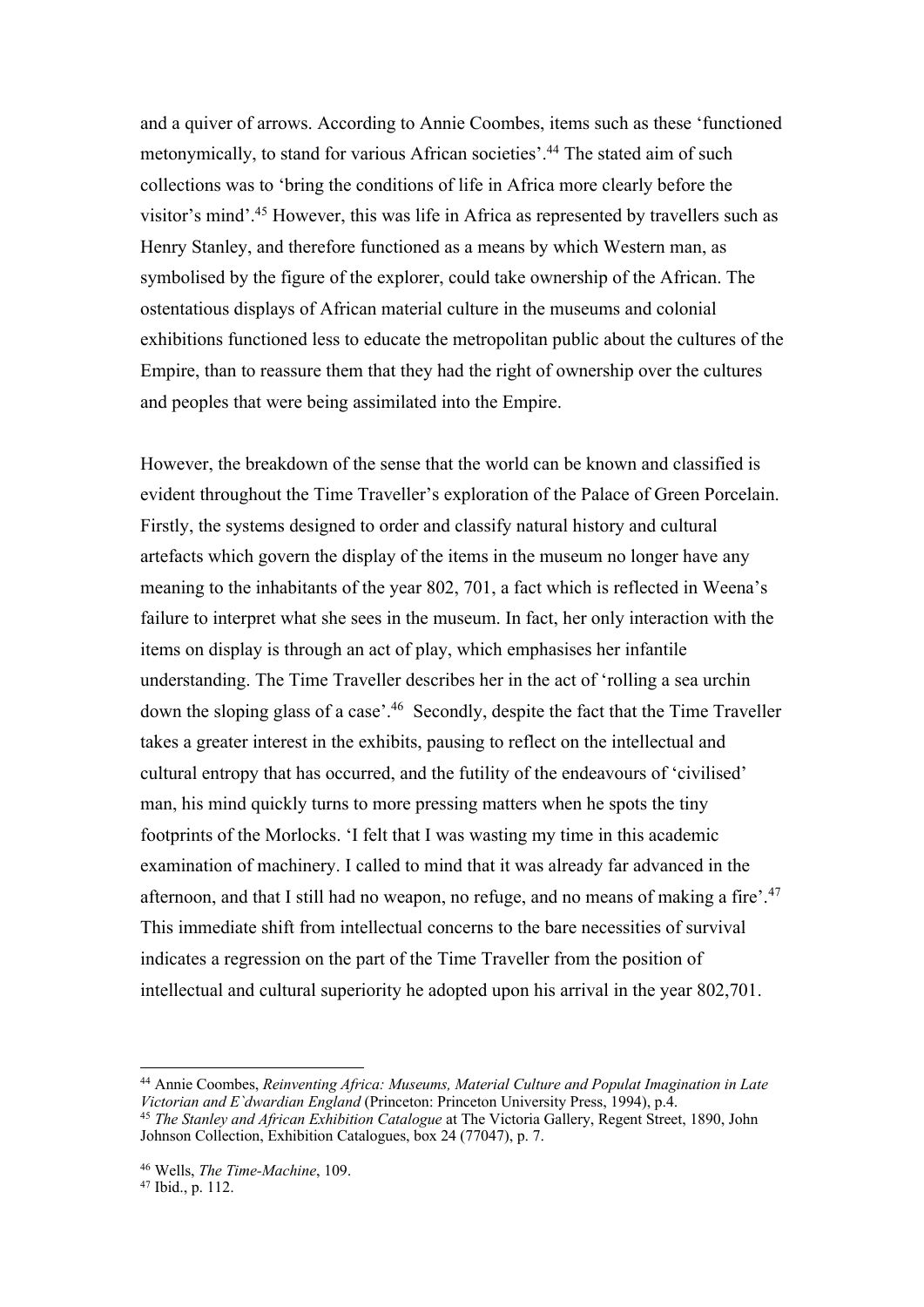and a quiver of arrows. According to Annie Coombes, items such as these 'functioned metonymically, to stand for various African societies'.[44] The stated aim of such collections was to 'bring the conditions of life in Africa more clearly before the visitor's mind'.[45] However, this was life in Africa as represented by travellers such as Henry Stanley, and therefore functioned as a means by which Western man, as symbolised by the figure of the explorer, could take ownership of the African. The ostentatious displays of African material culture in the museums and colonial exhibitions functioned less to educate the metropolitan public about the cultures of the Empire, than to reassure them that they had the right of ownership over the cultures and peoples that were being assimilated into the Empire.

However, the breakdown of the sense that the world can be known and classified is evident throughout the Time Traveller's exploration of the Palace of Green Porcelain. Firstly, the systems designed to order and classify natural history and cultural artefacts which govern the display of the items in the museum no longer have any meaning to the inhabitants of the year 802, 701, a fact which is reflected in Weena's failure to interpret what she sees in the museum. In fact, her only interaction with the items on display is through an act of play, which emphasises her infantile understanding. The Time Traveller describes her in the act of 'rolling a sea urchin down the sloping glass of a case'.[46] Secondly, despite the fact that the Time Traveller takes a greater interest in the exhibits, pausing to reflect on the intellectual and cultural entropy that has occurred, and the futility of the endeavours of 'civilised' man, his mind quickly turns to more pressing matters when he spots the tiny footprints of the Morlocks. 'I felt that I was wasting my time in this academic examination of machinery. I called to mind that it was already far advanced in the afternoon, and that I still had no weapon, no refuge, and no means of making a fire'.[47] This immediate shift from intellectual concerns to the bare necessities of survival indicates a regression on the part of the Time Traveller from the position of intellectual and cultural superiority he adopted upon his arrival in the year 802,701.

---

[44] Annie Coombes, *Reinventing Africa: Museums, Material Culture and Populat Imagination in Late Victorian and E`dwardian England* (Princeton: Princeton University Press, 1994), p.4.

[45] *The Stanley and African Exhibition Catalogue* at The Victoria Gallery, Regent Street, 1890, John Johnson Collection, Exhibition Catalogues, box 24 (77047), p. 7.

[46] Wells, *The Time-Machine*, 109.

[47] Ibid., p. 112.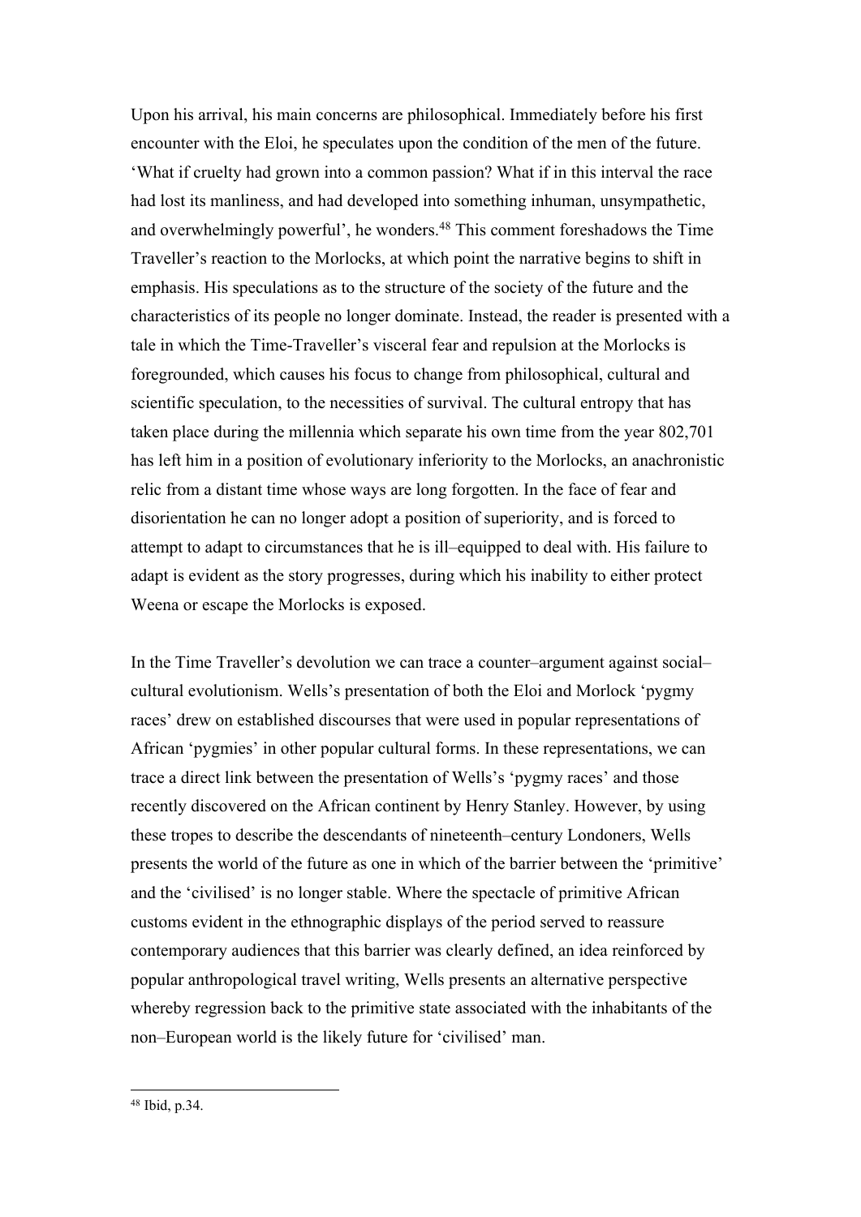Upon his arrival, his main concerns are philosophical. Immediately before his first encounter with the Eloi, he speculates upon the condition of the men of the future. 'What if cruelty had grown into a common passion? What if in this interval the race had lost its manliness, and had developed into something inhuman, unsympathetic, and overwhelmingly powerful', he wonders.[48] This comment foreshadows the Time Traveller's reaction to the Morlocks, at which point the narrative begins to shift in emphasis. His speculations as to the structure of the society of the future and the characteristics of its people no longer dominate. Instead, the reader is presented with a tale in which the Time-Traveller's visceral fear and repulsion at the Morlocks is foregrounded, which causes his focus to change from philosophical, cultural and scientific speculation, to the necessities of survival. The cultural entropy that has taken place during the millennia which separate his own time from the year 802,701 has left him in a position of evolutionary inferiority to the Morlocks, an anachronistic relic from a distant time whose ways are long forgotten. In the face of fear and disorientation he can no longer adopt a position of superiority, and is forced to attempt to adapt to circumstances that he is ill–equipped to deal with. His failure to adapt is evident as the story progresses, during which his inability to either protect Weena or escape the Morlocks is exposed.

In the Time Traveller's devolution we can trace a counter–argument against social–cultural evolutionism. Wells's presentation of both the Eloi and Morlock 'pygmy races' drew on established discourses that were used in popular representations of African 'pygmies' in other popular cultural forms. In these representations, we can trace a direct link between the presentation of Wells's 'pygmy races' and those recently discovered on the African continent by Henry Stanley. However, by using these tropes to describe the descendants of nineteenth–century Londoners, Wells presents the world of the future as one in which of the barrier between the 'primitive' and the 'civilised' is no longer stable. Where the spectacle of primitive African customs evident in the ethnographic displays of the period served to reassure contemporary audiences that this barrier was clearly defined, an idea reinforced by popular anthropological travel writing, Wells presents an alternative perspective whereby regression back to the primitive state associated with the inhabitants of the non–European world is the likely future for 'civilised' man.

[48] Ibid, p.34.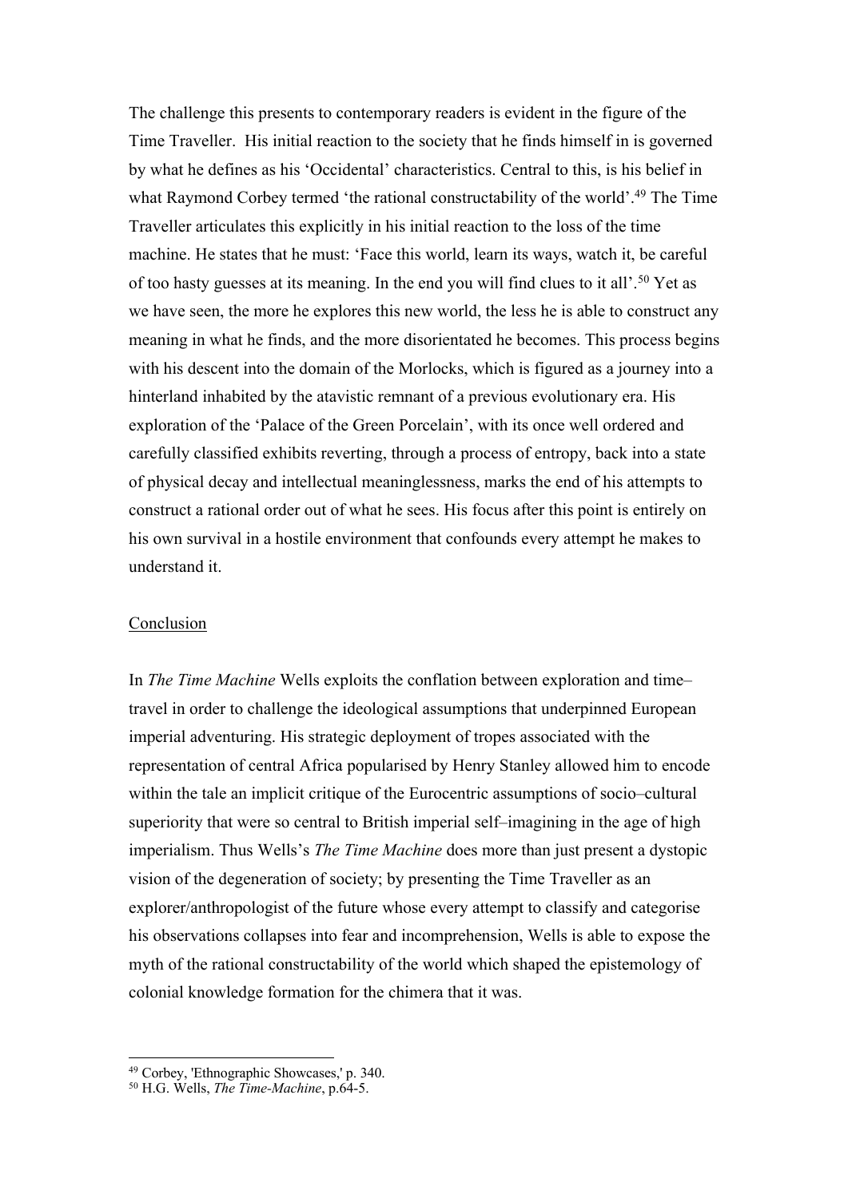The challenge this presents to contemporary readers is evident in the figure of the Time Traveller. His initial reaction to the society that he finds himself in is governed by what he defines as his 'Occidental' characteristics. Central to this, is his belief in what Raymond Corbey termed 'the rational constructability of the world'.[49] The Time Traveller articulates this explicitly in his initial reaction to the loss of the time machine. He states that he must: 'Face this world, learn its ways, watch it, be careful of too hasty guesses at its meaning. In the end you will find clues to it all'.[50] Yet as we have seen, the more he explores this new world, the less he is able to construct any meaning in what he finds, and the more disorientated he becomes. This process begins with his descent into the domain of the Morlocks, which is figured as a journey into a hinterland inhabited by the atavistic remnant of a previous evolutionary era. His exploration of the 'Palace of the Green Porcelain', with its once well ordered and carefully classified exhibits reverting, through a process of entropy, back into a state of physical decay and intellectual meaninglessness, marks the end of his attempts to construct a rational order out of what he sees. His focus after this point is entirely on his own survival in a hostile environment that confounds every attempt he makes to understand it.

## Conclusion

In *The Time Machine* Wells exploits the conflation between exploration and time–travel in order to challenge the ideological assumptions that underpinned European imperial adventuring. His strategic deployment of tropes associated with the representation of central Africa popularised by Henry Stanley allowed him to encode within the tale an implicit critique of the Eurocentric assumptions of socio–cultural superiority that were so central to British imperial self–imagining in the age of high imperialism. Thus Wells's *The Time Machine* does more than just present a dystopic vision of the degeneration of society; by presenting the Time Traveller as an explorer/anthropologist of the future whose every attempt to classify and categorise his observations collapses into fear and incomprehension, Wells is able to expose the myth of the rational constructability of the world which shaped the epistemology of colonial knowledge formation for the chimera that it was.

---

[49] Corbey, 'Ethnographic Showcases,' p. 340.

[50] H.G. Wells, *The Time-Machine*, p.64-5.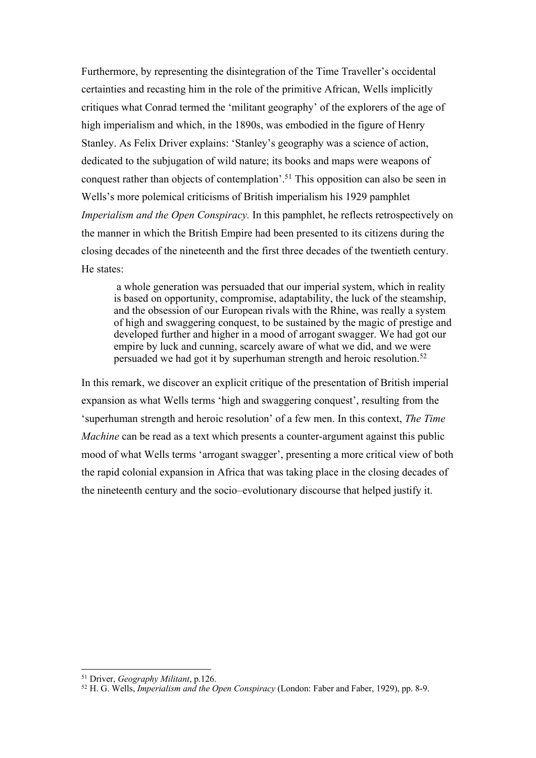Furthermore, by representing the disintegration of the Time Traveller's occidental certainties and recasting him in the role of the primitive African, Wells implicitly critiques what Conrad termed the 'militant geography' of the explorers of the age of high imperialism and which, in the 1890s, was embodied in the figure of Henry Stanley. As Felix Driver explains: 'Stanley's geography was a science of action, dedicated to the subjugation of wild nature; its books and maps were weapons of conquest rather than objects of contemplation'.[51] This opposition can also be seen in Wells's more polemical criticisms of British imperialism his 1929 pamphlet *Imperialism and the Open Conspiracy.* In this pamphlet, he reflects retrospectively on the manner in which the British Empire had been presented to its citizens during the closing decades of the nineteenth and the first three decades of the twentieth century. He states:

> a whole generation was persuaded that our imperial system, which in reality is based on opportunity, compromise, adaptability, the luck of the steamship, and the obsession of our European rivals with the Rhine, was really a system of high and swaggering conquest, to be sustained by the magic of prestige and developed further and higher in a mood of arrogant swagger. We had got our empire by luck and cunning, scarcely aware of what we did, and we were persuaded we had got it by superhuman strength and heroic resolution.[52]

In this remark, we discover an explicit critique of the presentation of British imperial expansion as what Wells terms 'high and swaggering conquest', resulting from the 'superhuman strength and heroic resolution' of a few men. In this context, *The Time Machine* can be read as a text which presents a counter-argument against this public mood of what Wells terms 'arrogant swagger', presenting a more critical view of both the rapid colonial expansion in Africa that was taking place in the closing decades of the nineteenth century and the socio–evolutionary discourse that helped justify it.

---

[51] Driver, *Geography Militant*, p.126.

[52] H. G. Wells, *Imperialism and the Open Conspiracy* (London: Faber and Faber, 1929), pp. 8-9.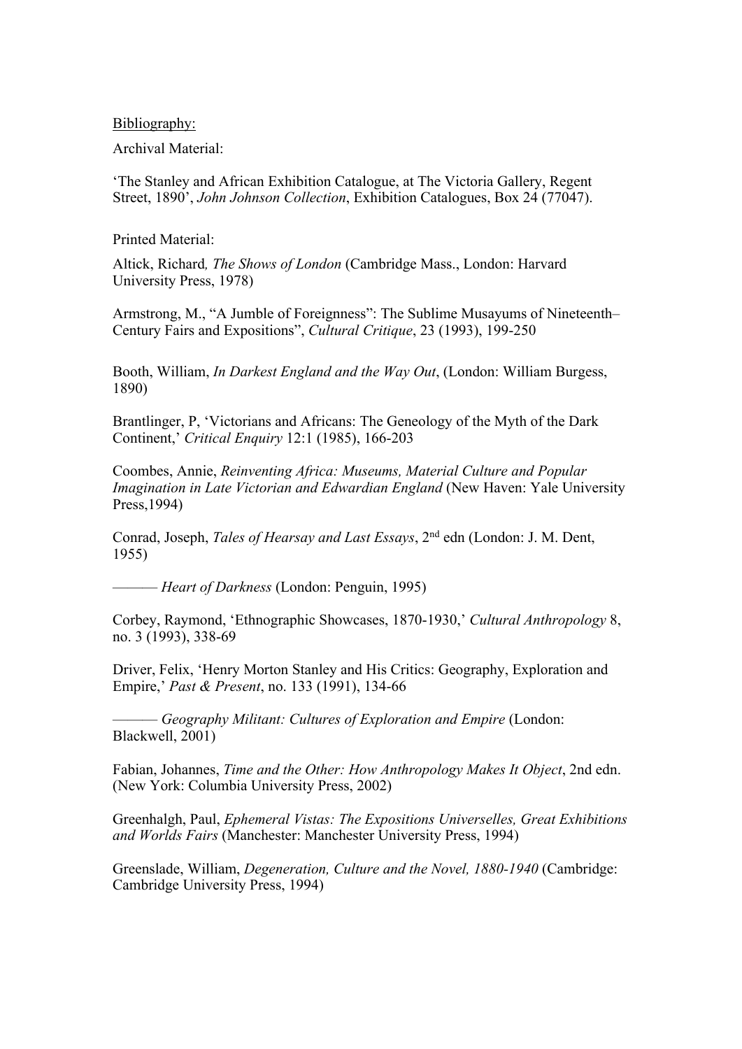Bibliography:

Archival Material:

'The Stanley and African Exhibition Catalogue, at The Victoria Gallery, Regent Street, 1890', *John Johnson Collection*, Exhibition Catalogues, Box 24 (77047).

Printed Material:

Altick, Richard*, The Shows of London* (Cambridge Mass., London: Harvard University Press, 1978)

Armstrong, M., "A Jumble of Foreignness": The Sublime Musayums of Nineteenth–Century Fairs and Expositions", *Cultural Critique*, 23 (1993), 199-250

Booth, William, *In Darkest England and the Way Out*, (London: William Burgess, 1890)

Brantlinger, P, 'Victorians and Africans: The Geneology of the Myth of the Dark Continent,' *Critical Enquiry* 12:1 (1985), 166-203

Coombes, Annie, *Reinventing Africa: Museums, Material Culture and Popular Imagination in Late Victorian and Edwardian England* (New Haven: Yale University Press,1994)

Conrad, Joseph, *Tales of Hearsay and Last Essays*, 2nd edn (London: J. M. Dent, 1955)

——— *Heart of Darkness* (London: Penguin, 1995)

Corbey, Raymond, 'Ethnographic Showcases, 1870-1930,' *Cultural Anthropology* 8, no. 3 (1993), 338-69

Driver, Felix, 'Henry Morton Stanley and His Critics: Geography, Exploration and Empire,' *Past & Present*, no. 133 (1991), 134-66

——— *Geography Militant: Cultures of Exploration and Empire* (London: Blackwell, 2001)

Fabian, Johannes, *Time and the Other: How Anthropology Makes It Object*, 2nd edn. (New York: Columbia University Press, 2002)

Greenhalgh, Paul, *Ephemeral Vistas: The Expositions Universelles, Great Exhibitions and Worlds Fairs* (Manchester: Manchester University Press, 1994)

Greenslade, William, *Degeneration, Culture and the Novel, 1880-1940* (Cambridge: Cambridge University Press, 1994)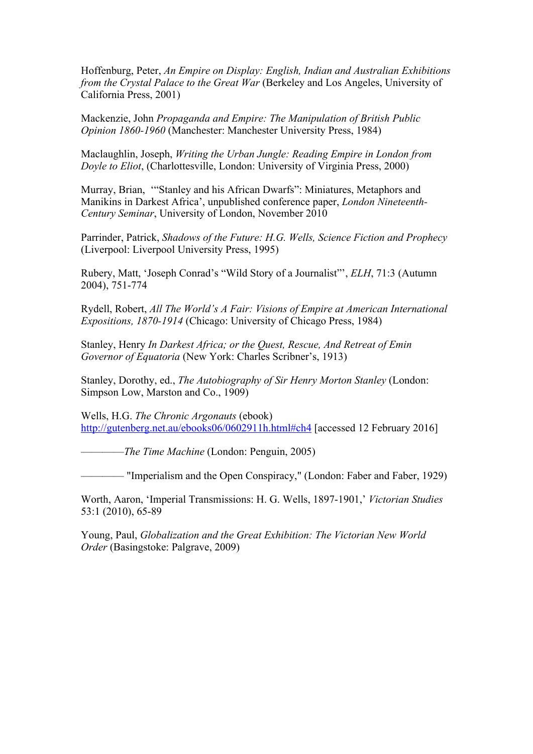Hoffenburg, Peter, *An Empire on Display: English, Indian and Australian Exhibitions from the Crystal Palace to the Great War* (Berkeley and Los Angeles, University of California Press, 2001)

Mackenzie, John *Propaganda and Empire: The Manipulation of British Public Opinion 1860-1960* (Manchester: Manchester University Press, 1984)

Maclaughlin, Joseph, *Writing the Urban Jungle: Reading Empire in London from Doyle to Eliot*, (Charlottesville, London: University of Virginia Press, 2000)

Murray, Brian, '"Stanley and his African Dwarfs": Miniatures, Metaphors and Manikins in Darkest Africa', unpublished conference paper, *London Nineteenth-Century Seminar*, University of London, November 2010

Parrinder, Patrick, *Shadows of the Future: H.G. Wells, Science Fiction and Prophecy* (Liverpool: Liverpool University Press, 1995)

Rubery, Matt, 'Joseph Conrad's "Wild Story of a Journalist"', *ELH*, 71:3 (Autumn 2004), 751-774

Rydell, Robert, *All The World's A Fair: Visions of Empire at American International Expositions, 1870-1914* (Chicago: University of Chicago Press, 1984)

Stanley, Henry *In Darkest Africa; or the Quest, Rescue, And Retreat of Emin Governor of Equatoria* (New York: Charles Scribner's, 1913)

Stanley, Dorothy, ed., *The Autobiography of Sir Henry Morton Stanley* (London: Simpson Low, Marston and Co., 1909)

Wells, H.G. *The Chronic Argonauts* (ebook) http://gutenberg.net.au/ebooks06/0602911h.html#ch4 [accessed 12 February 2016]

————*The Time Machine* (London: Penguin, 2005)

———— "Imperialism and the Open Conspiracy," (London: Faber and Faber, 1929)

Worth, Aaron, 'Imperial Transmissions: H. G. Wells, 1897-1901,' *Victorian Studies* 53:1 (2010), 65-89

Young, Paul, *Globalization and the Great Exhibition: The Victorian New World Order* (Basingstoke: Palgrave, 2009)